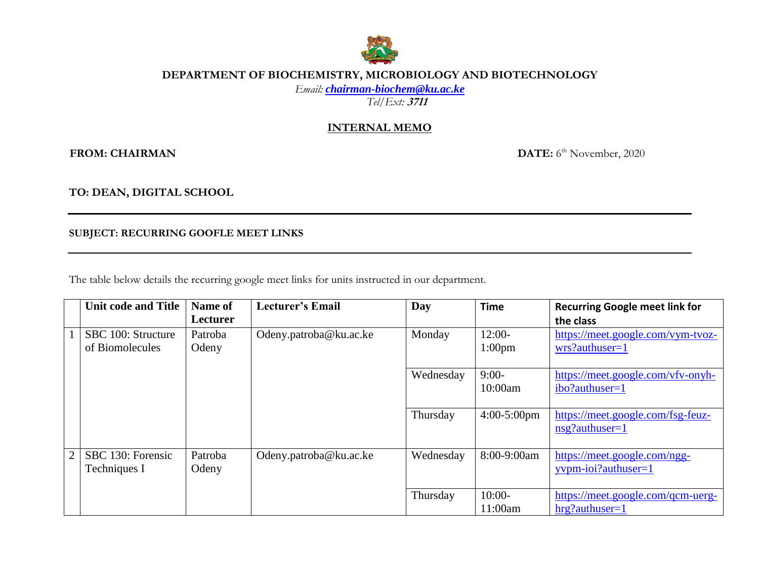**DEPARTMENT OF BIOCHEMISTRY, MICROBIOLOGY AND BIOTECHNOLOGY**

*Email:* ***chairman-biochem@ku.ac.ke***

*Tel/Ext:* ***3711***

**INTERNAL MEMO**

**FROM: CHAIRMAN** **DATE:** 6th November, 2020

**TO: DEAN, DIGITAL SCHOOL**

---

**SUBJECT: RECURRING GOOFLE MEET LINKS**

---

The table below details the recurring google meet links for units instructed in our department.

| | Unit code and Title | Name of Lecturer | Lecturer's Email | Day | Time | Recurring Google meet link for the class |
|---|---|---|---|---|---|---|
| 1 | SBC 100: Structure of Biomolecules | Patroba Odeny | Odeny.patroba@ku.ac.ke | Monday | 12:00-1:00pm | https://meet.google.com/vym-tvoz-wrs?authuser=1 |
| | | | | Wednesday | 9:00-10:00am | https://meet.google.com/vfv-onyh-ibo?authuser=1 |
| | | | | Thursday | 4:00-5:00pm | https://meet.google.com/fsg-feuz-nsg?authuser=1 |
| 2 | SBC 130: Forensic Techniques I | Patroba Odeny | Odeny.patroba@ku.ac.ke | Wednesday | 8:00-9:00am | https://meet.google.com/ngg-yvpm-ioi?authuser=1 |
| | | | | Thursday | 10:00-11:00am | https://meet.google.com/qcm-uerg-hrg?authuser=1 |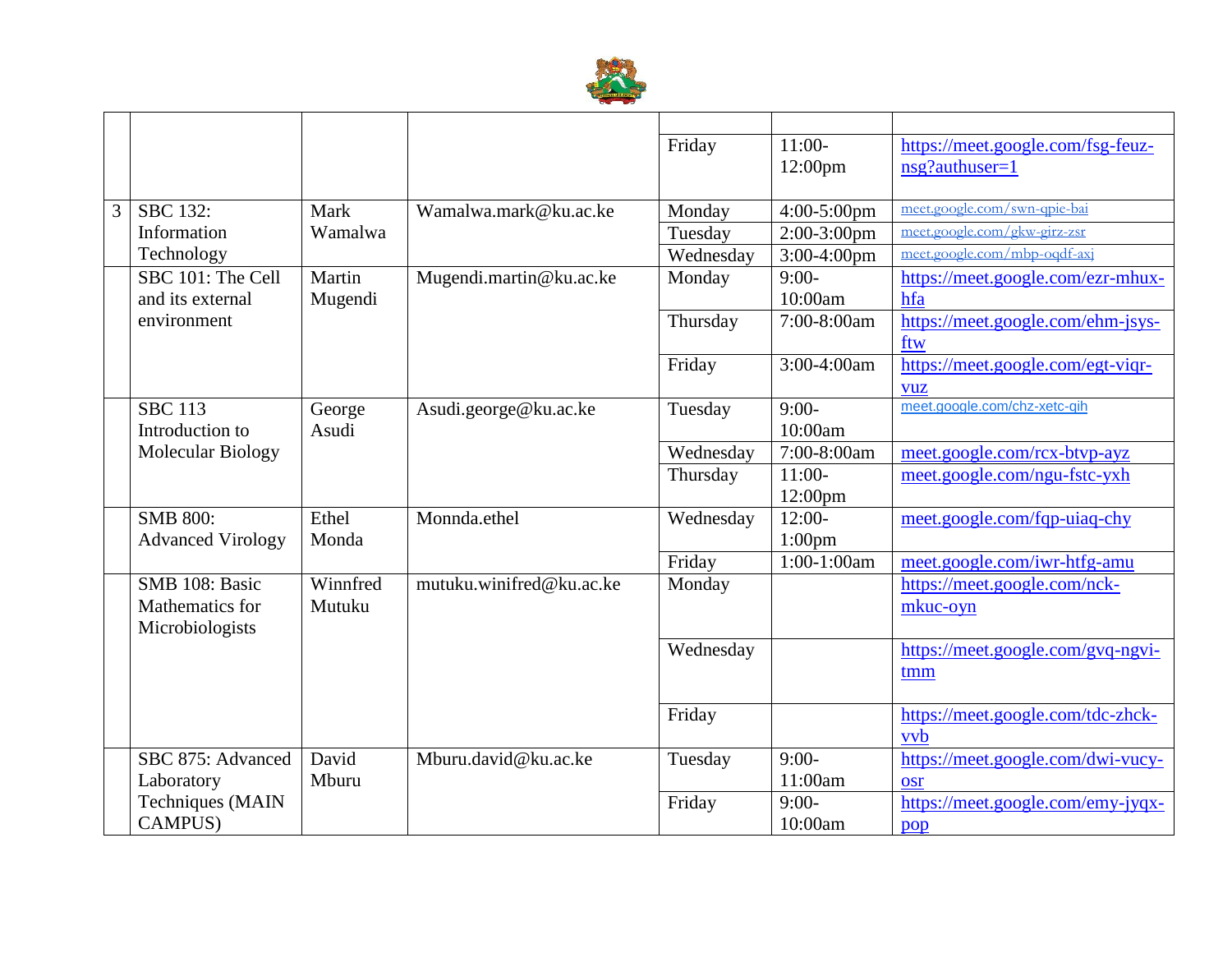| | | | | | | |
|---|---|---|---|---|---|---|
| | | | | | | |
| | | | | Friday | 11:00-12:00pm | https://meet.google.com/fsg-feuz-nsg?authuser=1 |
| 3 | SBC 132: Information Technology | Mark Wamalwa | Wamalwa.mark@ku.ac.ke | Monday | 4:00-5:00pm | meet.google.com/swn-qpie-bai |
| | | | | Tuesday | 2:00-3:00pm | meet.google.com/gkw-girz-zsr |
| | | | | Wednesday | 3:00-4:00pm | meet.google.com/mbp-oqdf-axj |
| | SBC 101: The Cell and its external environment | Martin Mugendi | Mugendi.martin@ku.ac.ke | Monday | 9:00-10:00am | https://meet.google.com/ezr-mhux-hfa |
| | | | | Thursday | 7:00-8:00am | https://meet.google.com/ehm-jsys-ftw |
| | | | | Friday | 3:00-4:00am | https://meet.google.com/egt-viqr-vuz |
| | SBC 113 Introduction to Molecular Biology | George Asudi | Asudi.george@ku.ac.ke | Tuesday | 9:00-10:00am | meet.google.com/chz-xetc-qih |
| | | | | Wednesday | 7:00-8:00am | meet.google.com/rcx-btvp-ayz |
| | | | | Thursday | 11:00-12:00pm | meet.google.com/ngu-fstc-yxh |
| | SMB 800: Advanced Virology | Ethel Monda | Monnda.ethel | Wednesday | 12:00-1:00pm | meet.google.com/fqp-uiaq-chy |
| | | | | Friday | 1:00-1:00am | meet.google.com/iwr-htfg-amu |
| | SMB 108: Basic Mathematics for Microbiologists | Winnfred Mutuku | mutuku.winifred@ku.ac.ke | Monday | | https://meet.google.com/nck-mkuc-oyn |
| | | | | Wednesday | | https://meet.google.com/gvq-ngvi-tmm |
| | | | | Friday | | https://meet.google.com/tdc-zhck-vvb |
| | SBC 875: Advanced Laboratory Techniques (MAIN CAMPUS) | David Mburu | Mburu.david@ku.ac.ke | Tuesday | 9:00-11:00am | https://meet.google.com/dwi-vucy-osr |
| | | | | Friday | 9:00-10:00am | https://meet.google.com/emy-jyqx-pop |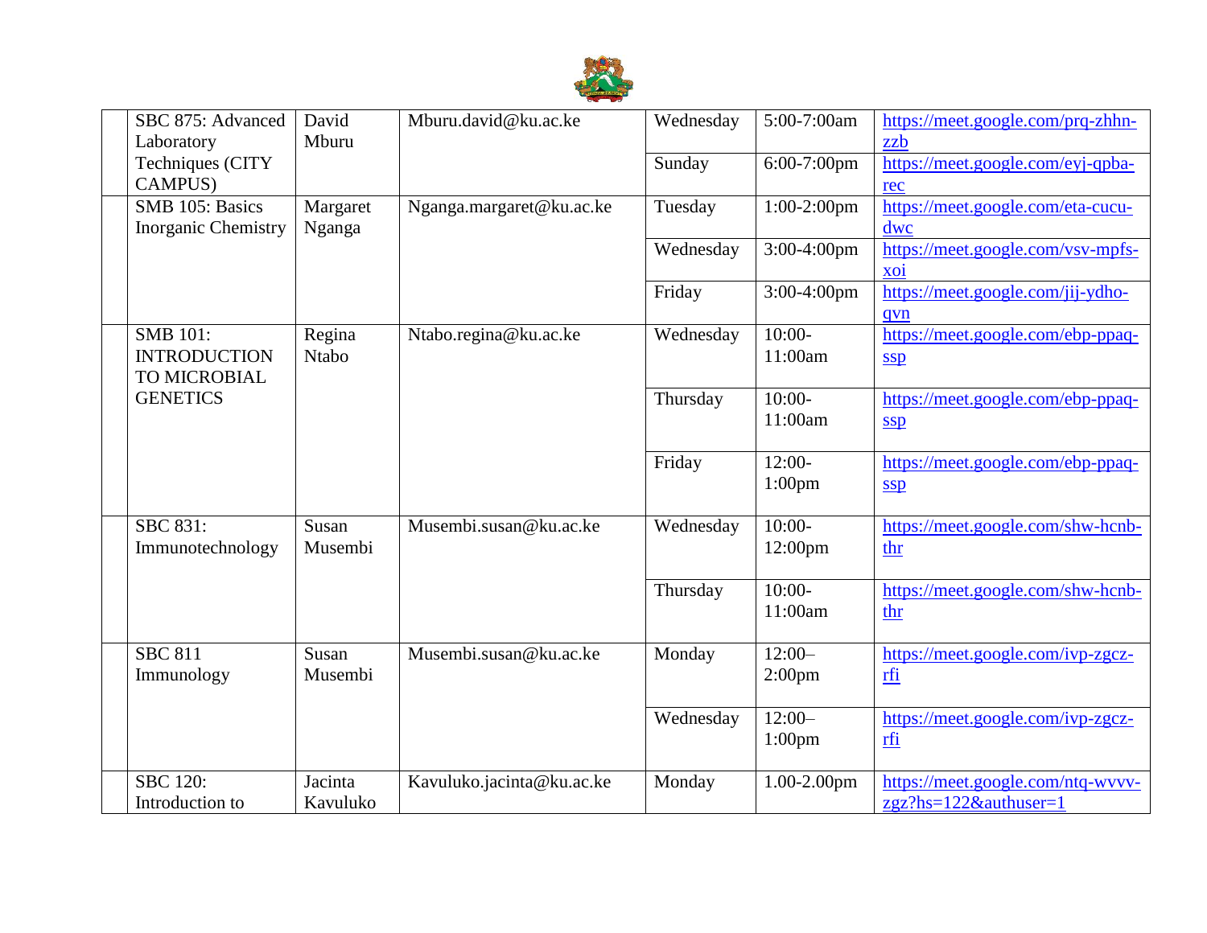| | | | | | |
|---|---|---|---|---|---|
| SBC 875: Advanced Laboratory Techniques (CITY CAMPUS) | David Mburu | Mburu.david@ku.ac.ke | Wednesday | 5:00-7:00am | https://meet.google.com/prq-zhhn-zzb |
| | | | Sunday | 6:00-7:00pm | https://meet.google.com/eyj-qpba-rec |
| SMB 105: Basics Inorganic Chemistry | Margaret Nganga | Nganga.margaret@ku.ac.ke | Tuesday | 1:00-2:00pm | https://meet.google.com/eta-cucu-dwc |
| | | | Wednesday | 3:00-4:00pm | https://meet.google.com/vsv-mpfs-xoi |
| | | | Friday | 3:00-4:00pm | https://meet.google.com/jij-ydho-qvn |
| SMB 101: INTRODUCTION TO MICROBIAL GENETICS | Regina Ntabo | Ntabo.regina@ku.ac.ke | Wednesday | 10:00-11:00am | https://meet.google.com/ebp-ppaq-ssp |
| | | | Thursday | 10:00-11:00am | https://meet.google.com/ebp-ppaq-ssp |
| | | | Friday | 12:00-1:00pm | https://meet.google.com/ebp-ppaq-ssp |
| SBC 831: Immunotechnology | Susan Musembi | Musembi.susan@ku.ac.ke | Wednesday | 10:00-12:00pm | https://meet.google.com/shw-hcnb-thr |
| | | | Thursday | 10:00-11:00am | https://meet.google.com/shw-hcnb-thr |
| SBC 811 Immunology | Susan Musembi | Musembi.susan@ku.ac.ke | Monday | 12:00–2:00pm | https://meet.google.com/ivp-zgcz-rfi |
| | | | Wednesday | 12:00–1:00pm | https://meet.google.com/ivp-zgcz-rfi |
| SBC 120: Introduction to | Jacinta Kavuluko | Kavuluko.jacinta@ku.ac.ke | Monday | 1.00-2.00pm | https://meet.google.com/ntq-wvvv-zgz?hs=122&authuser=1 |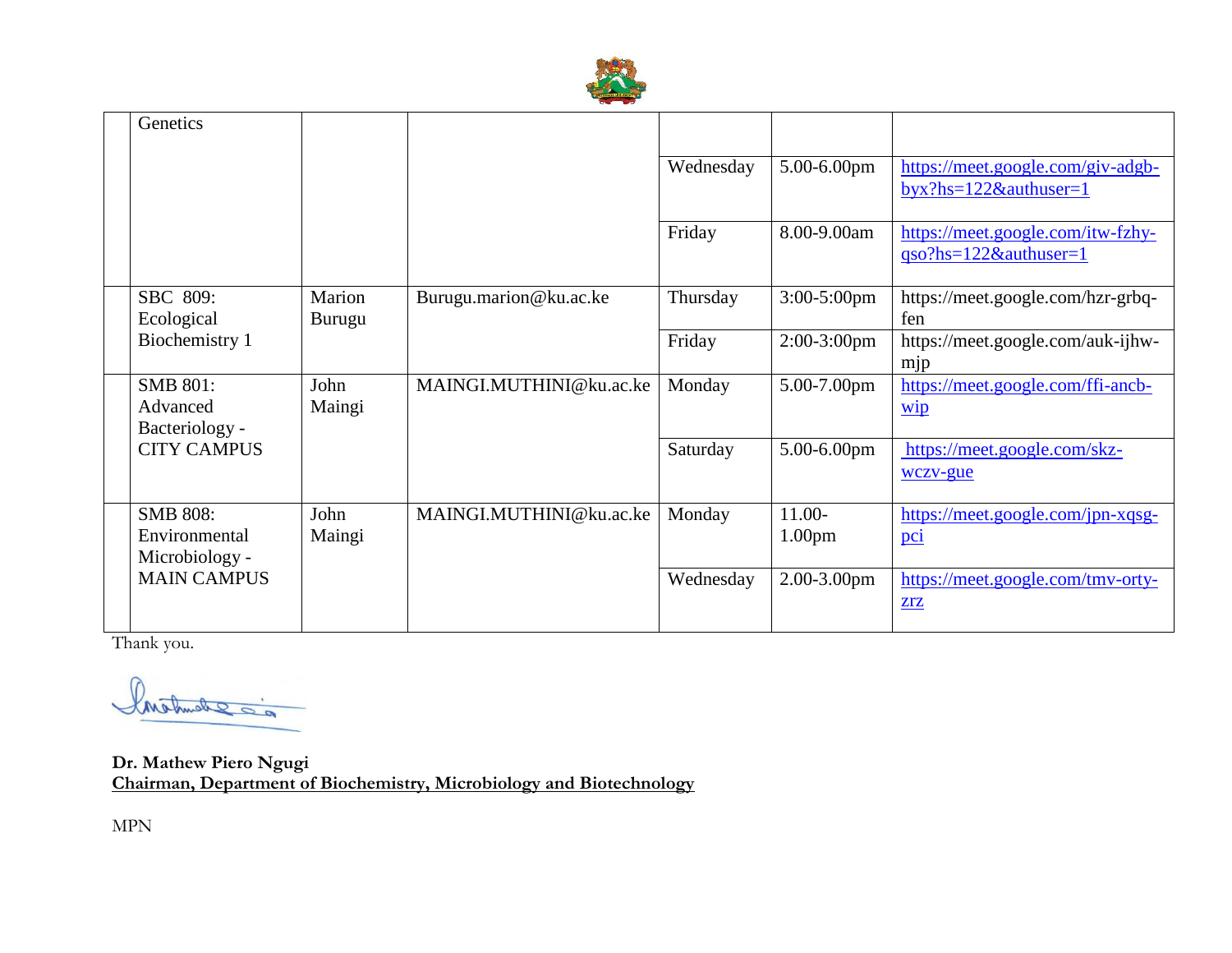|  | Genetics |  |  |  |  |  |
|---|---|---|---|---|---|---|
|  |  |  |  | Wednesday | 5.00-6.00pm | https://meet.google.com/giv-adgb-byx?hs=122&authuser=1 |
|  |  |  |  | Friday | 8.00-9.00am | https://meet.google.com/itw-fzhy-qso?hs=122&authuser=1 |
|  | SBC 809: Ecological Biochemistry 1 | Marion Burugu | Burugu.marion@ku.ac.ke | Thursday | 3:00-5:00pm | https://meet.google.com/hzr-grbq-fen |
|  |  |  |  | Friday | 2:00-3:00pm | https://meet.google.com/auk-ijhw-mjp |
|  | SMB 801: Advanced Bacteriology - CITY CAMPUS | John Maingi | MAINGI.MUTHINI@ku.ac.ke | Monday | 5.00-7.00pm | https://meet.google.com/ffi-ancb-wip |
|  |  |  |  | Saturday | 5.00-6.00pm | https://meet.google.com/skz-wczv-gue |
|  | SMB 808: Environmental Microbiology - MAIN CAMPUS | John Maingi | MAINGI.MUTHINI@ku.ac.ke | Monday | 11.00-1.00pm | https://meet.google.com/jpn-xqsg-pci |
|  |  |  |  | Wednesday | 2.00-3.00pm | https://meet.google.com/tmv-orty-zrz |

Thank you.

**Dr. Mathew Piero Ngugi**
**Chairman, Department of Biochemistry, Microbiology and Biotechnology**

MPN